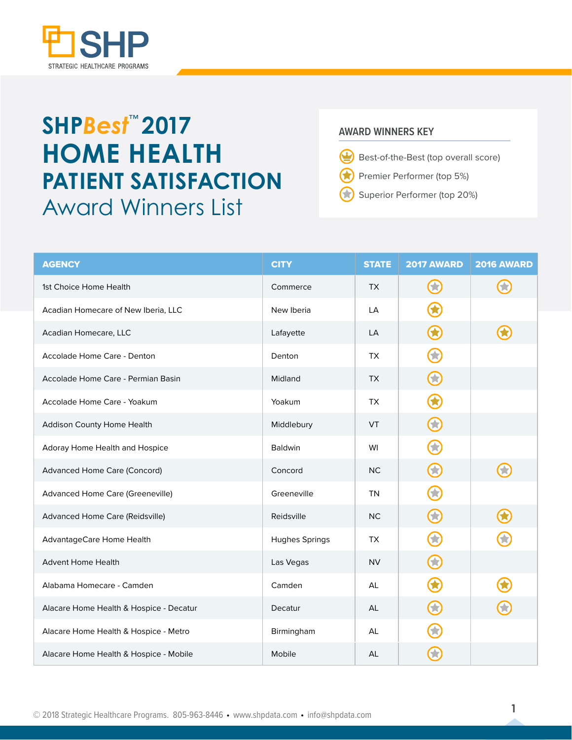# SHPBest™ 2017 HOME HEALTH PATIENT SATISFACTION Award Winners List

**AWARD WINNERS KEY**

- Best-of-the-Best (top overall score)
- Premier Performer (top 5%)
- Superior Performer (top 20%)

| AGENCY | CITY | STATE | 2017 AWARD | 2016 AWARD |
|---|---|---|---|---|
| 1st Choice Home Health | Commerce | TX | Superior Performer | Superior Performer |
| Acadian Homecare of New Iberia, LLC | New Iberia | LA | Premier Performer | |
| Acadian Homecare, LLC | Lafayette | LA | Premier Performer | Premier Performer |
| Accolade Home Care - Denton | Denton | TX | Superior Performer | |
| Accolade Home Care - Permian Basin | Midland | TX | Superior Performer | |
| Accolade Home Care - Yoakum | Yoakum | TX | Premier Performer | |
| Addison County Home Health | Middlebury | VT | Superior Performer | |
| Adoray Home Health and Hospice | Baldwin | WI | Superior Performer | |
| Advanced Home Care (Concord) | Concord | NC | Superior Performer | Superior Performer |
| Advanced Home Care (Greeneville) | Greeneville | TN | Superior Performer | |
| Advanced Home Care (Reidsville) | Reidsville | NC | Superior Performer | Premier Performer |
| AdvantageCare Home Health | Hughes Springs | TX | Superior Performer | Superior Performer |
| Advent Home Health | Las Vegas | NV | Superior Performer | |
| Alabama Homecare - Camden | Camden | AL | Premier Performer | Premier Performer |
| Alacare Home Health & Hospice - Decatur | Decatur | AL | Superior Performer | Superior Performer |
| Alacare Home Health & Hospice - Metro | Birmingham | AL | Superior Performer | |
| Alacare Home Health & Hospice - Mobile | Mobile | AL | Superior Performer | |

© 2018 Strategic Healthcare Programs. 805-963-8446 • www.shpdata.com • info@shpdata.com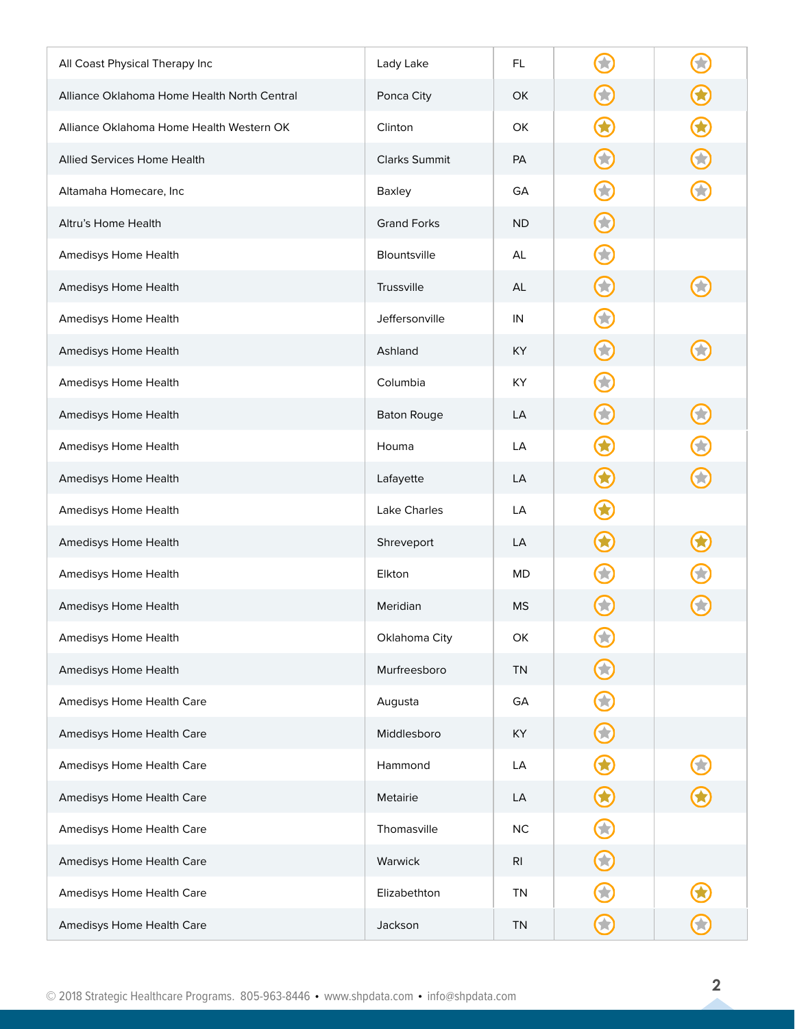| | | | | |
|---|---|---|---|---|
| All Coast Physical Therapy Inc | Lady Lake | FL | ★ | ★ |
| Alliance Oklahoma Home Health North Central | Ponca City | OK | ★ | ★ |
| Alliance Oklahoma Home Health Western OK | Clinton | OK | ★ | ★ |
| Allied Services Home Health | Clarks Summit | PA | ★ | ★ |
| Altamaha Homecare, Inc | Baxley | GA | ★ | ★ |
| Altru's Home Health | Grand Forks | ND | ★ | |
| Amedisys Home Health | Blountsville | AL | ★ | |
| Amedisys Home Health | Trussville | AL | ★ | ★ |
| Amedisys Home Health | Jeffersonville | IN | ★ | |
| Amedisys Home Health | Ashland | KY | ★ | ★ |
| Amedisys Home Health | Columbia | KY | ★ | |
| Amedisys Home Health | Baton Rouge | LA | ★ | ★ |
| Amedisys Home Health | Houma | LA | ★ | ★ |
| Amedisys Home Health | Lafayette | LA | ★ | ★ |
| Amedisys Home Health | Lake Charles | LA | ★ | |
| Amedisys Home Health | Shreveport | LA | ★ | ★ |
| Amedisys Home Health | Elkton | MD | ★ | ★ |
| Amedisys Home Health | Meridian | MS | ★ | ★ |
| Amedisys Home Health | Oklahoma City | OK | ★ | |
| Amedisys Home Health | Murfreesboro | TN | ★ | |
| Amedisys Home Health Care | Augusta | GA | ★ | |
| Amedisys Home Health Care | Middlesboro | KY | ★ | |
| Amedisys Home Health Care | Hammond | LA | ★ | ★ |
| Amedisys Home Health Care | Metairie | LA | ★ | ★ |
| Amedisys Home Health Care | Thomasville | NC | ★ | |
| Amedisys Home Health Care | Warwick | RI | ★ | |
| Amedisys Home Health Care | Elizabethton | TN | ★ | ★ |
| Amedisys Home Health Care | Jackson | TN | ★ | ★ |

© 2018 Strategic Healthcare Programs. 805-963-8446 • www.shpdata.com • info@shpdata.com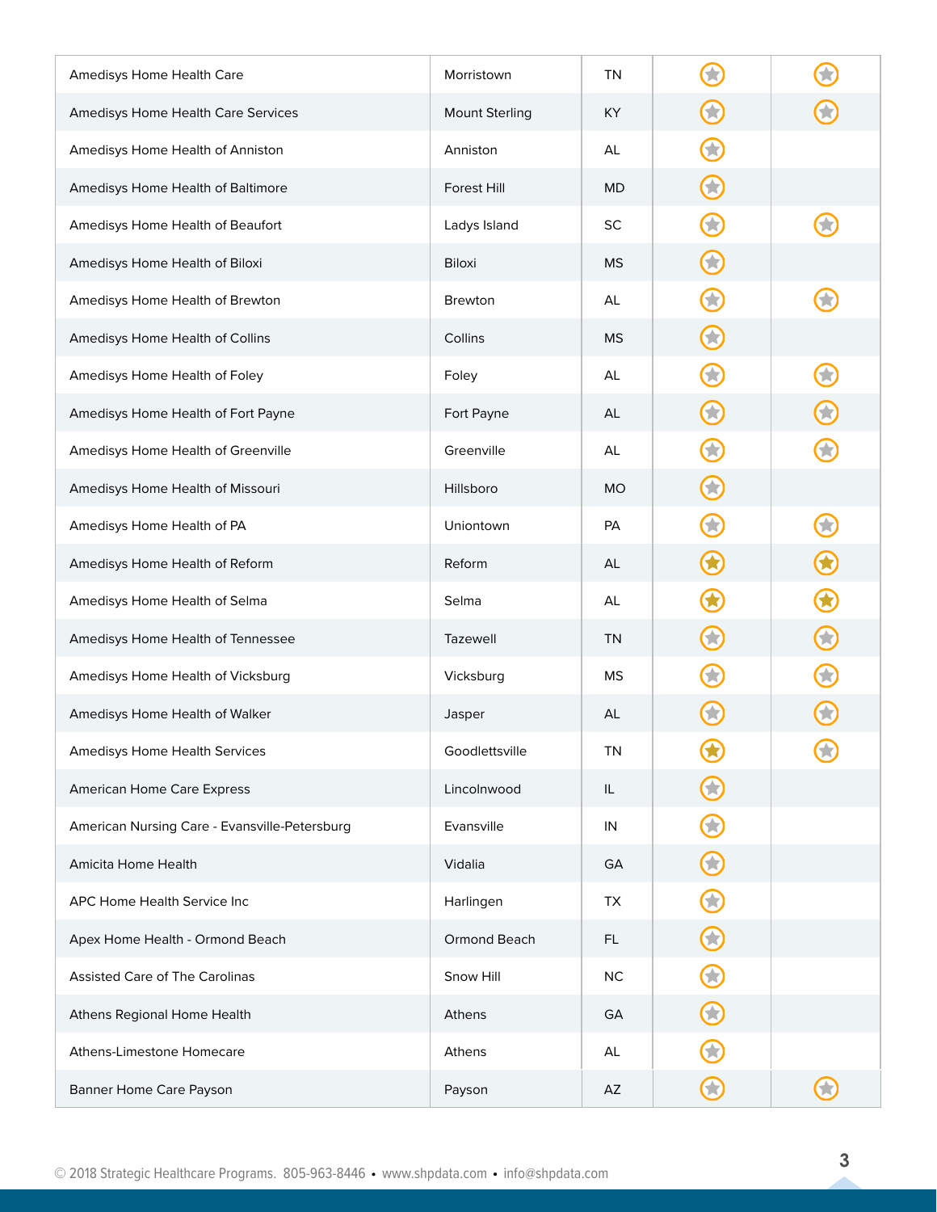| | | | | |
|---|---|---|---|---|
| Amedisys Home Health Care | Morristown | TN | ★ | ★ |
| Amedisys Home Health Care Services | Mount Sterling | KY | ★ | ★ |
| Amedisys Home Health of Anniston | Anniston | AL | ★ | |
| Amedisys Home Health of Baltimore | Forest Hill | MD | ★ | |
| Amedisys Home Health of Beaufort | Ladys Island | SC | ★ | ★ |
| Amedisys Home Health of Biloxi | Biloxi | MS | ★ | |
| Amedisys Home Health of Brewton | Brewton | AL | ★ | ★ |
| Amedisys Home Health of Collins | Collins | MS | ★ | |
| Amedisys Home Health of Foley | Foley | AL | ★ | ★ |
| Amedisys Home Health of Fort Payne | Fort Payne | AL | ★ | ★ |
| Amedisys Home Health of Greenville | Greenville | AL | ★ | ★ |
| Amedisys Home Health of Missouri | Hillsboro | MO | ★ | |
| Amedisys Home Health of PA | Uniontown | PA | ★ | ★ |
| Amedisys Home Health of Reform | Reform | AL | ★ | ★ |
| Amedisys Home Health of Selma | Selma | AL | ★ | ★ |
| Amedisys Home Health of Tennessee | Tazewell | TN | ★ | ★ |
| Amedisys Home Health of Vicksburg | Vicksburg | MS | ★ | ★ |
| Amedisys Home Health of Walker | Jasper | AL | ★ | ★ |
| Amedisys Home Health Services | Goodlettsville | TN | ★ | ★ |
| American Home Care Express | Lincolnwood | IL | ★ | |
| American Nursing Care - Evansville-Petersburg | Evansville | IN | ★ | |
| Amicita Home Health | Vidalia | GA | ★ | |
| APC Home Health Service Inc | Harlingen | TX | ★ | |
| Apex Home Health - Ormond Beach | Ormond Beach | FL | ★ | |
| Assisted Care of The Carolinas | Snow Hill | NC | ★ | |
| Athens Regional Home Health | Athens | GA | ★ | |
| Athens-Limestone Homecare | Athens | AL | ★ | |
| Banner Home Care Payson | Payson | AZ | ★ | ★ |

© 2018 Strategic Healthcare Programs. 805-963-8446 • www.shpdata.com • info@shpdata.com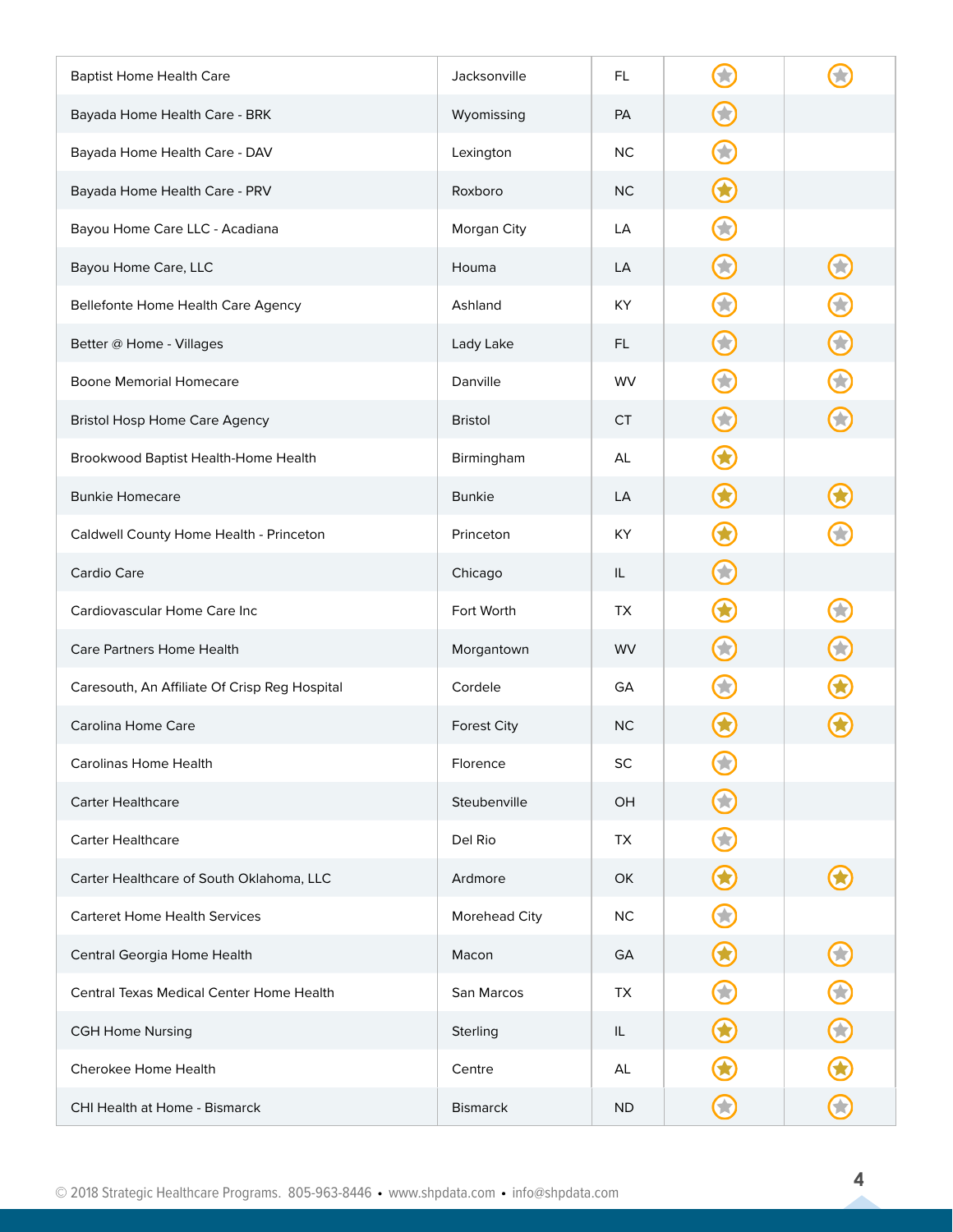| | | | | |
|---|---|---|---|---|
| Baptist Home Health Care | Jacksonville | FL | ☆ | ☆ |
| Bayada Home Health Care - BRK | Wyomissing | PA | ☆ | |
| Bayada Home Health Care - DAV | Lexington | NC | ☆ | |
| Bayada Home Health Care - PRV | Roxboro | NC | ★ | |
| Bayou Home Care LLC - Acadiana | Morgan City | LA | ☆ | |
| Bayou Home Care, LLC | Houma | LA | ☆ | ☆ |
| Bellefonte Home Health Care Agency | Ashland | KY | ☆ | ☆ |
| Better @ Home - Villages | Lady Lake | FL | ☆ | ☆ |
| Boone Memorial Homecare | Danville | WV | ☆ | ☆ |
| Bristol Hosp Home Care Agency | Bristol | CT | ☆ | ☆ |
| Brookwood Baptist Health-Home Health | Birmingham | AL | ★ | |
| Bunkie Homecare | Bunkie | LA | ★ | ★ |
| Caldwell County Home Health - Princeton | Princeton | KY | ★ | ☆ |
| Cardio Care | Chicago | IL | ☆ | |
| Cardiovascular Home Care Inc | Fort Worth | TX | ★ | ☆ |
| Care Partners Home Health | Morgantown | WV | ☆ | ☆ |
| Caresouth, An Affiliate Of Crisp Reg Hospital | Cordele | GA | ☆ | ★ |
| Carolina Home Care | Forest City | NC | ★ | ★ |
| Carolinas Home Health | Florence | SC | ☆ | |
| Carter Healthcare | Steubenville | OH | ☆ | |
| Carter Healthcare | Del Rio | TX | ☆ | |
| Carter Healthcare of South Oklahoma, LLC | Ardmore | OK | ★ | ★ |
| Carteret Home Health Services | Morehead City | NC | ☆ | |
| Central Georgia Home Health | Macon | GA | ★ | ☆ |
| Central Texas Medical Center Home Health | San Marcos | TX | ☆ | ☆ |
| CGH Home Nursing | Sterling | IL | ★ | ☆ |
| Cherokee Home Health | Centre | AL | ★ | ★ |
| CHI Health at Home - Bismarck | Bismarck | ND | ☆ | ☆ |

© 2018 Strategic Healthcare Programs. 805-963-8446 • www.shpdata.com • info@shpdata.com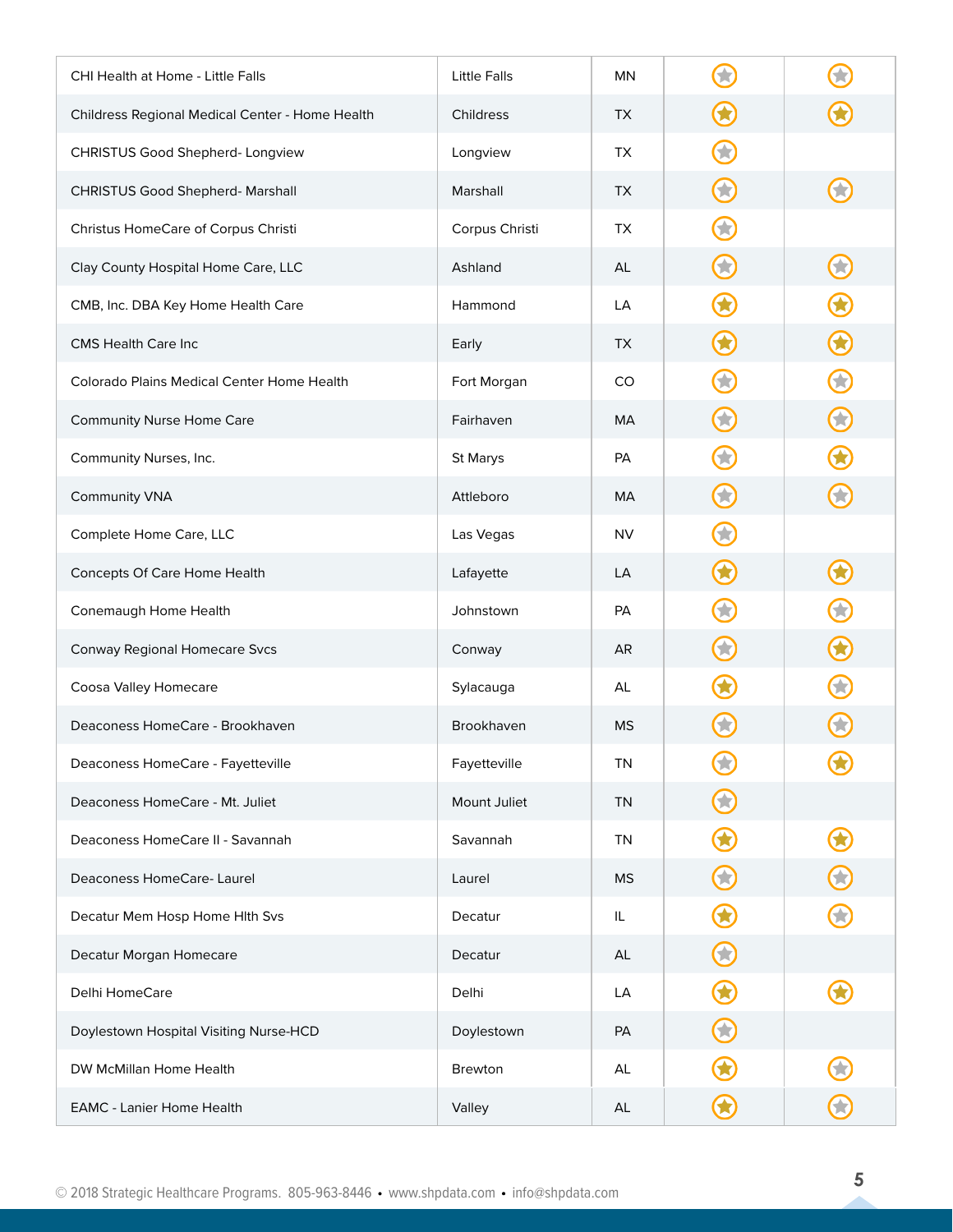| | | | | |
|---|---|---|---|---|
| CHI Health at Home - Little Falls | Little Falls | MN | ★ | ★ |
| Childress Regional Medical Center - Home Health | Childress | TX | ★ | ★ |
| CHRISTUS Good Shepherd- Longview | Longview | TX | ★ | |
| CHRISTUS Good Shepherd- Marshall | Marshall | TX | ★ | ★ |
| Christus HomeCare of Corpus Christi | Corpus Christi | TX | ★ | |
| Clay County Hospital Home Care, LLC | Ashland | AL | ★ | ★ |
| CMB, Inc. DBA Key Home Health Care | Hammond | LA | ★ | ★ |
| CMS Health Care Inc | Early | TX | ★ | ★ |
| Colorado Plains Medical Center Home Health | Fort Morgan | CO | ★ | ★ |
| Community Nurse Home Care | Fairhaven | MA | ★ | ★ |
| Community Nurses, Inc. | St Marys | PA | ★ | ★ |
| Community VNA | Attleboro | MA | ★ | ★ |
| Complete Home Care, LLC | Las Vegas | NV | ★ | |
| Concepts Of Care Home Health | Lafayette | LA | ★ | ★ |
| Conemaugh Home Health | Johnstown | PA | ★ | ★ |
| Conway Regional Homecare Svcs | Conway | AR | ★ | ★ |
| Coosa Valley Homecare | Sylacauga | AL | ★ | ★ |
| Deaconess HomeCare - Brookhaven | Brookhaven | MS | ★ | ★ |
| Deaconess HomeCare - Fayetteville | Fayetteville | TN | ★ | ★ |
| Deaconess HomeCare - Mt. Juliet | Mount Juliet | TN | ★ | |
| Deaconess HomeCare II - Savannah | Savannah | TN | ★ | ★ |
| Deaconess HomeCare- Laurel | Laurel | MS | ★ | ★ |
| Decatur Mem Hosp Home Hlth Svs | Decatur | IL | ★ | ★ |
| Decatur Morgan Homecare | Decatur | AL | ★ | |
| Delhi HomeCare | Delhi | LA | ★ | ★ |
| Doylestown Hospital Visiting Nurse-HCD | Doylestown | PA | ★ | |
| DW McMillan Home Health | Brewton | AL | ★ | ★ |
| EAMC - Lanier Home Health | Valley | AL | ★ | ★ |

© 2018 Strategic Healthcare Programs. 805-963-8446 • www.shpdata.com • info@shpdata.com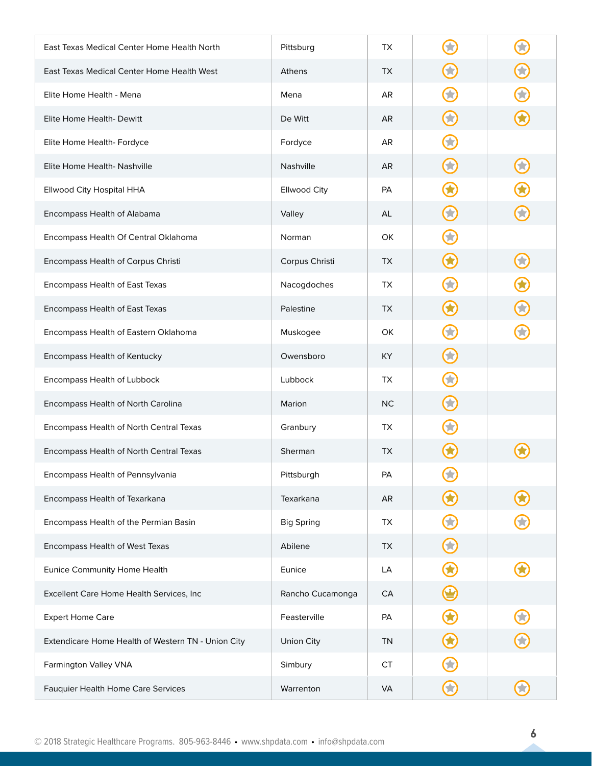| | | | | |
|---|---|---|---|---|
| East Texas Medical Center Home Health North | Pittsburg | TX | ☆ | ☆ |
| East Texas Medical Center Home Health West | Athens | TX | ☆ | ☆ |
| Elite Home Health - Mena | Mena | AR | ☆ | ☆ |
| Elite Home Health- Dewitt | De Witt | AR | ☆ | ★ |
| Elite Home Health- Fordyce | Fordyce | AR | ☆ | |
| Elite Home Health- Nashville | Nashville | AR | ☆ | ☆ |
| Ellwood City Hospital HHA | Ellwood City | PA | ★ | ★ |
| Encompass Health of Alabama | Valley | AL | ☆ | ☆ |
| Encompass Health Of Central Oklahoma | Norman | OK | ☆ | |
| Encompass Health of Corpus Christi | Corpus Christi | TX | ★ | ☆ |
| Encompass Health of East Texas | Nacogdoches | TX | ☆ | ★ |
| Encompass Health of East Texas | Palestine | TX | ★ | ☆ |
| Encompass Health of Eastern Oklahoma | Muskogee | OK | ☆ | ☆ |
| Encompass Health of Kentucky | Owensboro | KY | ☆ | |
| Encompass Health of Lubbock | Lubbock | TX | ☆ | |
| Encompass Health of North Carolina | Marion | NC | ☆ | |
| Encompass Health of North Central Texas | Granbury | TX | ☆ | |
| Encompass Health of North Central Texas | Sherman | TX | ★ | ★ |
| Encompass Health of Pennsylvania | Pittsburgh | PA | ☆ | |
| Encompass Health of Texarkana | Texarkana | AR | ★ | ★ |
| Encompass Health of the Permian Basin | Big Spring | TX | ☆ | ☆ |
| Encompass Health of West Texas | Abilene | TX | ☆ | |
| Eunice Community Home Health | Eunice | LA | ★ | ★ |
| Excellent Care Home Health Services, Inc | Rancho Cucamonga | CA | ♛ | |
| Expert Home Care | Feasterville | PA | ★ | ☆ |
| Extendicare Home Health of Western TN - Union City | Union City | TN | ★ | ☆ |
| Farmington Valley VNA | Simbury | CT | ☆ | |
| Fauquier Health Home Care Services | Warrenton | VA | ☆ | ☆ |

© 2018 Strategic Healthcare Programs. 805-963-8446 • www.shpdata.com • info@shpdata.com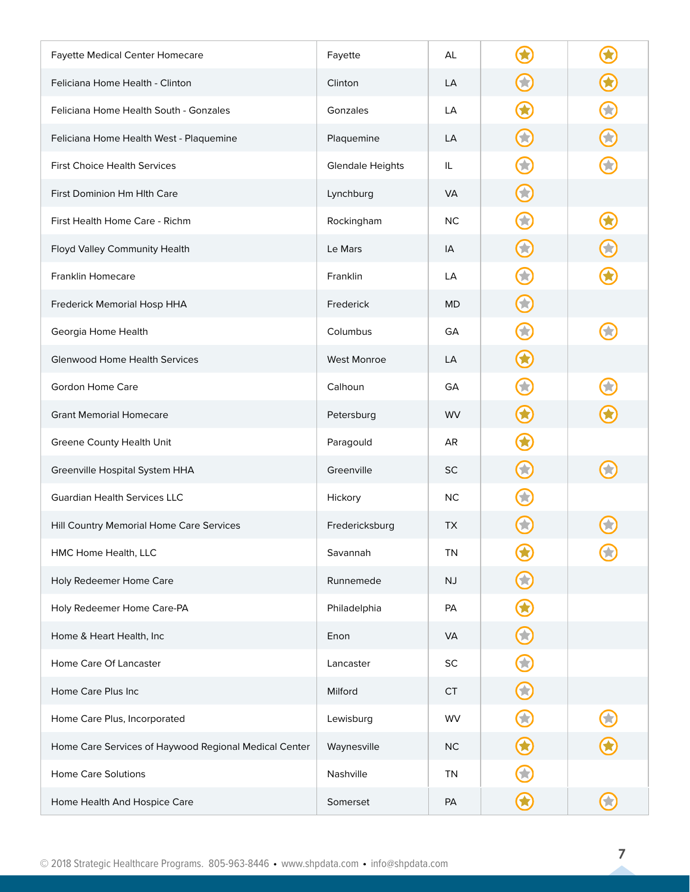| | | | | |
|---|---|---|---|---|
| Fayette Medical Center Homecare | Fayette | AL | ★ | ★ |
| Feliciana Home Health - Clinton | Clinton | LA | ☆ | ★ |
| Feliciana Home Health South - Gonzales | Gonzales | LA | ★ | ☆ |
| Feliciana Home Health West - Plaquemine | Plaquemine | LA | ☆ | ☆ |
| First Choice Health Services | Glendale Heights | IL | ☆ | ☆ |
| First Dominion Hm Hlth Care | Lynchburg | VA | ☆ | |
| First Health Home Care - Richm | Rockingham | NC | ☆ | ★ |
| Floyd Valley Community Health | Le Mars | IA | ☆ | ☆ |
| Franklin Homecare | Franklin | LA | ☆ | ★ |
| Frederick Memorial Hosp HHA | Frederick | MD | ☆ | |
| Georgia Home Health | Columbus | GA | ☆ | ☆ |
| Glenwood Home Health Services | West Monroe | LA | ★ | |
| Gordon Home Care | Calhoun | GA | ☆ | ☆ |
| Grant Memorial Homecare | Petersburg | WV | ★ | ★ |
| Greene County Health Unit | Paragould | AR | ★ | |
| Greenville Hospital System HHA | Greenville | SC | ☆ | ☆ |
| Guardian Health Services LLC | Hickory | NC | ☆ | |
| Hill Country Memorial Home Care Services | Fredericksburg | TX | ☆ | ☆ |
| HMC Home Health, LLC | Savannah | TN | ★ | ☆ |
| Holy Redeemer Home Care | Runnemede | NJ | ☆ | |
| Holy Redeemer Home Care-PA | Philadelphia | PA | ★ | |
| Home & Heart Health, Inc | Enon | VA | ☆ | |
| Home Care Of Lancaster | Lancaster | SC | ☆ | |
| Home Care Plus Inc | Milford | CT | ☆ | |
| Home Care Plus, Incorporated | Lewisburg | WV | ☆ | ☆ |
| Home Care Services of Haywood Regional Medical Center | Waynesville | NC | ★ | ★ |
| Home Care Solutions | Nashville | TN | ☆ | |
| Home Health And Hospice Care | Somerset | PA | ★ | ☆ |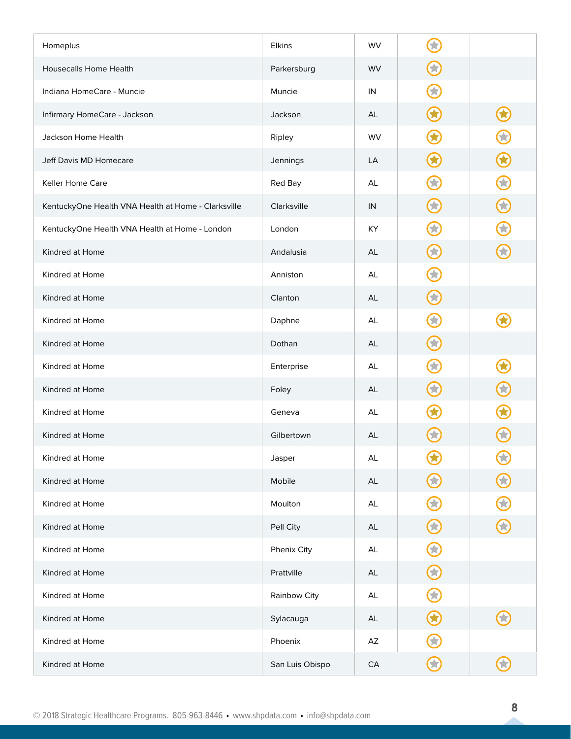| | | | | |
|---|---|---|---|---|
| Homeplus | Elkins | WV | ★ | |
| Housecalls Home Health | Parkersburg | WV | ★ | |
| Indiana HomeCare - Muncie | Muncie | IN | ★ | |
| Infirmary HomeCare - Jackson | Jackson | AL | ★ | ★ |
| Jackson Home Health | Ripley | WV | ★ | ★ |
| Jeff Davis MD Homecare | Jennings | LA | ★ | ★ |
| Keller Home Care | Red Bay | AL | ★ | ★ |
| KentuckyOne Health VNA Health at Home - Clarksville | Clarksville | IN | ★ | ★ |
| KentuckyOne Health VNA Health at Home - London | London | KY | ★ | ★ |
| Kindred at Home | Andalusia | AL | ★ | ★ |
| Kindred at Home | Anniston | AL | ★ | |
| Kindred at Home | Clanton | AL | ★ | |
| Kindred at Home | Daphne | AL | ★ | ★ |
| Kindred at Home | Dothan | AL | ★ | |
| Kindred at Home | Enterprise | AL | ★ | ★ |
| Kindred at Home | Foley | AL | ★ | ★ |
| Kindred at Home | Geneva | AL | ★ | ★ |
| Kindred at Home | Gilbertown | AL | ★ | ★ |
| Kindred at Home | Jasper | AL | ★ | ★ |
| Kindred at Home | Mobile | AL | ★ | ★ |
| Kindred at Home | Moulton | AL | ★ | ★ |
| Kindred at Home | Pell City | AL | ★ | ★ |
| Kindred at Home | Phenix City | AL | ★ | |
| Kindred at Home | Prattville | AL | ★ | |
| Kindred at Home | Rainbow City | AL | ★ | |
| Kindred at Home | Sylacauga | AL | ★ | ★ |
| Kindred at Home | Phoenix | AZ | ★ | |
| Kindred at Home | San Luis Obispo | CA | ★ | ★ |

© 2018 Strategic Healthcare Programs. 805-963-8446 • www.shpdata.com • info@shpdata.com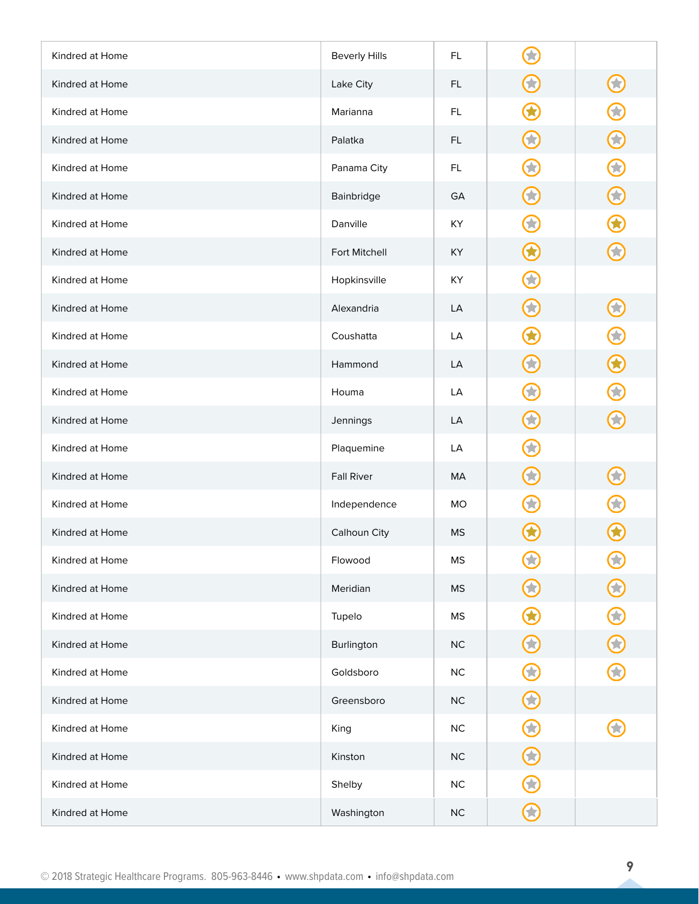| | | | | |
|---|---|---|---|---|
| Kindred at Home | Beverly Hills | FL | ☆ | |
| Kindred at Home | Lake City | FL | ☆ | ☆ |
| Kindred at Home | Marianna | FL | ★ | ☆ |
| Kindred at Home | Palatka | FL | ☆ | ☆ |
| Kindred at Home | Panama City | FL | ☆ | ☆ |
| Kindred at Home | Bainbridge | GA | ☆ | ☆ |
| Kindred at Home | Danville | KY | ☆ | ★ |
| Kindred at Home | Fort Mitchell | KY | ★ | ☆ |
| Kindred at Home | Hopkinsville | KY | ☆ | |
| Kindred at Home | Alexandria | LA | ☆ | ☆ |
| Kindred at Home | Coushatta | LA | ★ | ☆ |
| Kindred at Home | Hammond | LA | ☆ | ★ |
| Kindred at Home | Houma | LA | ☆ | ☆ |
| Kindred at Home | Jennings | LA | ☆ | ☆ |
| Kindred at Home | Plaquemine | LA | ☆ | |
| Kindred at Home | Fall River | MA | ☆ | ☆ |
| Kindred at Home | Independence | MO | ☆ | ☆ |
| Kindred at Home | Calhoun City | MS | ★ | ★ |
| Kindred at Home | Flowood | MS | ☆ | ☆ |
| Kindred at Home | Meridian | MS | ☆ | ☆ |
| Kindred at Home | Tupelo | MS | ★ | ☆ |
| Kindred at Home | Burlington | NC | ☆ | ☆ |
| Kindred at Home | Goldsboro | NC | ☆ | ☆ |
| Kindred at Home | Greensboro | NC | ☆ | |
| Kindred at Home | King | NC | ☆ | ☆ |
| Kindred at Home | Kinston | NC | ☆ | |
| Kindred at Home | Shelby | NC | ☆ | |
| Kindred at Home | Washington | NC | ☆ | |

© 2018 Strategic Healthcare Programs. 805-963-8446 • www.shpdata.com • info@shpdata.com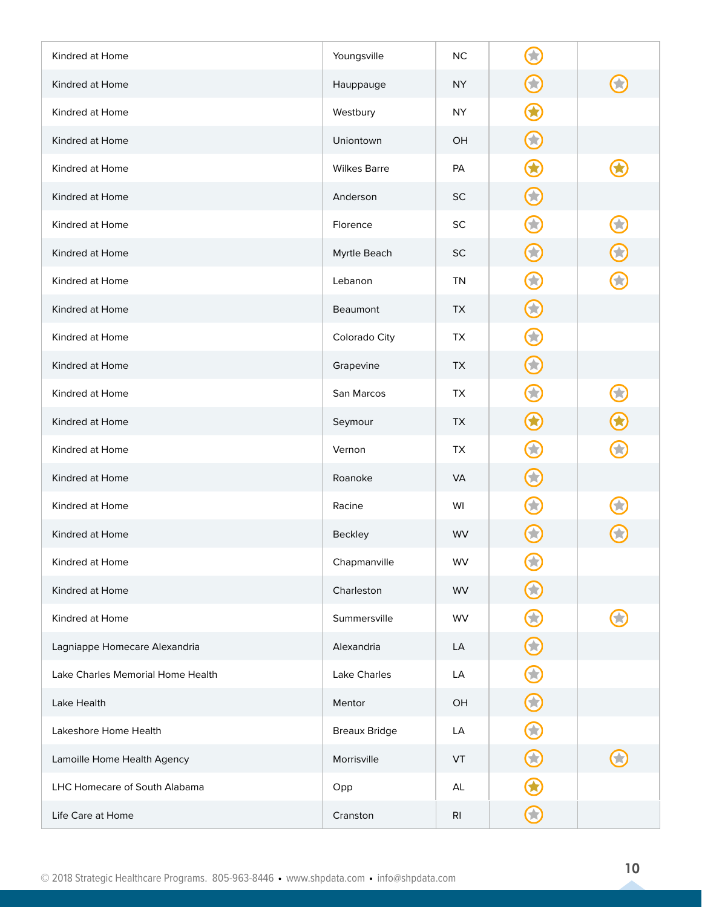| | | | | |
|---|---|---|---|---|
| Kindred at Home | Youngsville | NC | ★ | |
| Kindred at Home | Hauppauge | NY | ★ | ★ |
| Kindred at Home | Westbury | NY | ★ | |
| Kindred at Home | Uniontown | OH | ★ | |
| Kindred at Home | Wilkes Barre | PA | ★ | ★ |
| Kindred at Home | Anderson | SC | ★ | |
| Kindred at Home | Florence | SC | ★ | ★ |
| Kindred at Home | Myrtle Beach | SC | ★ | ★ |
| Kindred at Home | Lebanon | TN | ★ | ★ |
| Kindred at Home | Beaumont | TX | ★ | |
| Kindred at Home | Colorado City | TX | ★ | |
| Kindred at Home | Grapevine | TX | ★ | |
| Kindred at Home | San Marcos | TX | ★ | ★ |
| Kindred at Home | Seymour | TX | ★ | ★ |
| Kindred at Home | Vernon | TX | ★ | ★ |
| Kindred at Home | Roanoke | VA | ★ | |
| Kindred at Home | Racine | WI | ★ | ★ |
| Kindred at Home | Beckley | WV | ★ | ★ |
| Kindred at Home | Chapmanville | WV | ★ | |
| Kindred at Home | Charleston | WV | ★ | |
| Kindred at Home | Summersville | WV | ★ | ★ |
| Lagniappe Homecare Alexandria | Alexandria | LA | ★ | |
| Lake Charles Memorial Home Health | Lake Charles | LA | ★ | |
| Lake Health | Mentor | OH | ★ | |
| Lakeshore Home Health | Breaux Bridge | LA | ★ | |
| Lamoille Home Health Agency | Morrisville | VT | ★ | ★ |
| LHC Homecare of South Alabama | Opp | AL | ★ | |
| Life Care at Home | Cranston | RI | ★ | |

© 2018 Strategic Healthcare Programs. 805-963-8446 • www.shpdata.com • info@shpdata.com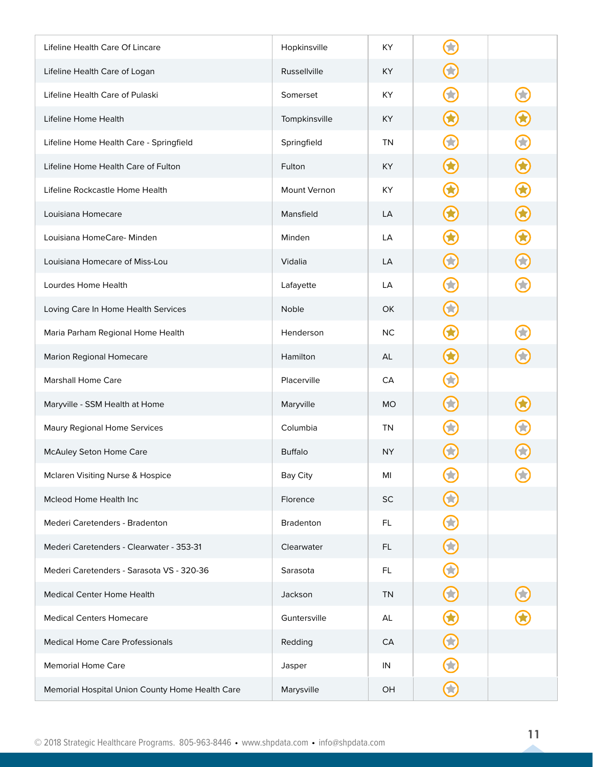| | | | | |
|---|---|---|---|---|
| Lifeline Health Care Of Lincare | Hopkinsville | KY | ☆ | |
| Lifeline Health Care of Logan | Russellville | KY | ☆ | |
| Lifeline Health Care of Pulaski | Somerset | KY | ☆ | ☆ |
| Lifeline Home Health | Tompkinsville | KY | ★ | ★ |
| Lifeline Home Health Care - Springfield | Springfield | TN | ☆ | ☆ |
| Lifeline Home Health Care of Fulton | Fulton | KY | ★ | ★ |
| Lifeline Rockcastle Home Health | Mount Vernon | KY | ★ | ★ |
| Louisiana Homecare | Mansfield | LA | ★ | ★ |
| Louisiana HomeCare- Minden | Minden | LA | ★ | ★ |
| Louisiana Homecare of Miss-Lou | Vidalia | LA | ☆ | ☆ |
| Lourdes Home Health | Lafayette | LA | ☆ | ☆ |
| Loving Care In Home Health Services | Noble | OK | ☆ | |
| Maria Parham Regional Home Health | Henderson | NC | ★ | ☆ |
| Marion Regional Homecare | Hamilton | AL | ★ | ☆ |
| Marshall Home Care | Placerville | CA | ☆ | |
| Maryville - SSM Health at Home | Maryville | MO | ☆ | ★ |
| Maury Regional Home Services | Columbia | TN | ☆ | ☆ |
| McAuley Seton Home Care | Buffalo | NY | ☆ | ☆ |
| Mclaren Visiting Nurse & Hospice | Bay City | MI | ☆ | ☆ |
| Mcleod Home Health Inc | Florence | SC | ☆ | |
| Mederi Caretenders - Bradenton | Bradenton | FL | ☆ | |
| Mederi Caretenders - Clearwater - 353-31 | Clearwater | FL | ☆ | |
| Mederi Caretenders - Sarasota VS - 320-36 | Sarasota | FL | ☆ | |
| Medical Center Home Health | Jackson | TN | ☆ | ☆ |
| Medical Centers Homecare | Guntersville | AL | ★ | ★ |
| Medical Home Care Professionals | Redding | CA | ☆ | |
| Memorial Home Care | Jasper | IN | ☆ | |
| Memorial Hospital Union County Home Health Care | Marysville | OH | ☆ | |

© 2018 Strategic Healthcare Programs. 805-963-8446 • www.shpdata.com • info@shpdata.com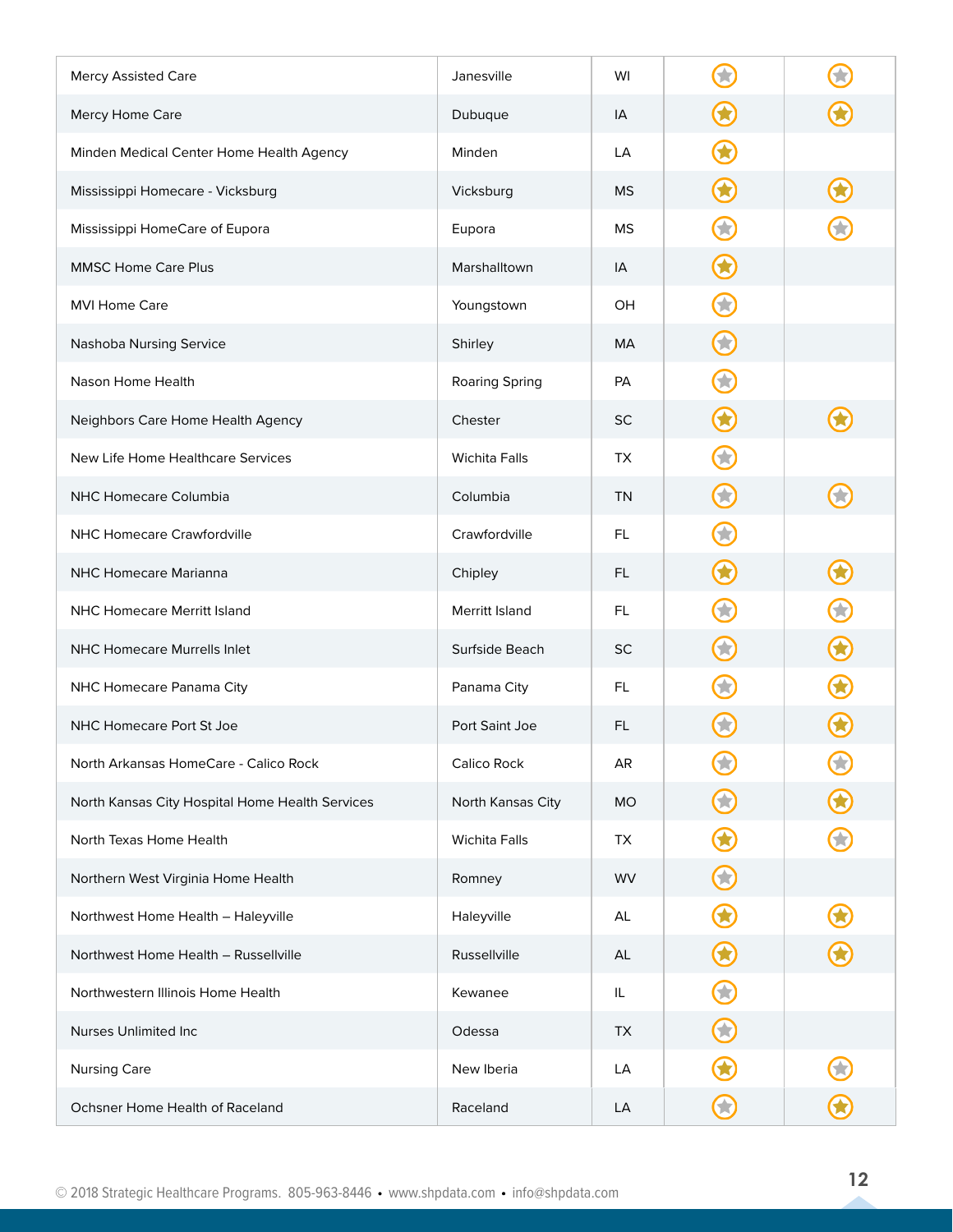| | | | | |
|---|---|---|---|---|
| Mercy Assisted Care | Janesville | WI | Silver star | Silver star |
| Mercy Home Care | Dubuque | IA | Gold star | Gold star |
| Minden Medical Center Home Health Agency | Minden | LA | Gold star | |
| Mississippi Homecare - Vicksburg | Vicksburg | MS | Gold star | Gold star |
| Mississippi HomeCare of Eupora | Eupora | MS | Silver star | Silver star |
| MMSC Home Care Plus | Marshalltown | IA | Gold star | |
| MVI Home Care | Youngstown | OH | Silver star | |
| Nashoba Nursing Service | Shirley | MA | Silver star | |
| Nason Home Health | Roaring Spring | PA | Silver star | |
| Neighbors Care Home Health Agency | Chester | SC | Gold star | Gold star |
| New Life Home Healthcare Services | Wichita Falls | TX | Silver star | |
| NHC Homecare Columbia | Columbia | TN | Silver star | Silver star |
| NHC Homecare Crawfordville | Crawfordville | FL | Silver star | |
| NHC Homecare Marianna | Chipley | FL | Gold star | Gold star |
| NHC Homecare Merritt Island | Merritt Island | FL | Silver star | Silver star |
| NHC Homecare Murrells Inlet | Surfside Beach | SC | Silver star | Gold star |
| NHC Homecare Panama City | Panama City | FL | Silver star | Gold star |
| NHC Homecare Port St Joe | Port Saint Joe | FL | Silver star | Gold star |
| North Arkansas HomeCare - Calico Rock | Calico Rock | AR | Silver star | Silver star |
| North Kansas City Hospital Home Health Services | North Kansas City | MO | Silver star | Gold star |
| North Texas Home Health | Wichita Falls | TX | Gold star | Silver star |
| Northern West Virginia Home Health | Romney | WV | Silver star | |
| Northwest Home Health – Haleyville | Haleyville | AL | Gold star | Gold star |
| Northwest Home Health – Russellville | Russellville | AL | Gold star | Gold star |
| Northwestern Illinois Home Health | Kewanee | IL | Silver star | |
| Nurses Unlimited Inc | Odessa | TX | Silver star | |
| Nursing Care | New Iberia | LA | Gold star | Silver star |
| Ochsner Home Health of Raceland | Raceland | LA | Silver star | Gold star |

© 2018 Strategic Healthcare Programs. 805-963-8446 • www.shpdata.com • info@shpdata.com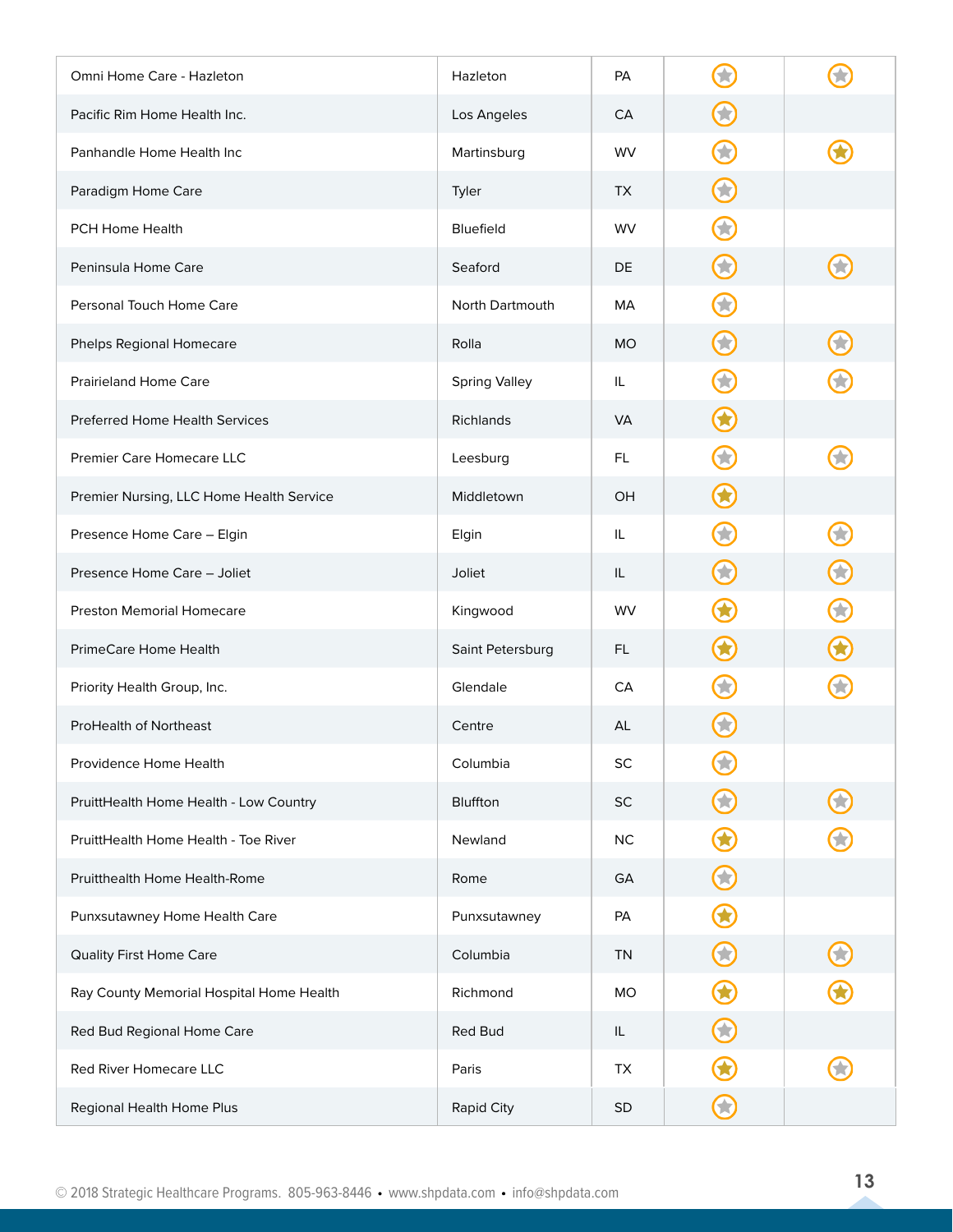| | | | | |
|---|---|---|---|---|
| Omni Home Care - Hazleton | Hazleton | PA | ☆ | ☆ |
| Pacific Rim Home Health Inc. | Los Angeles | CA | ☆ | |
| Panhandle Home Health Inc | Martinsburg | WV | ☆ | ★ |
| Paradigm Home Care | Tyler | TX | ☆ | |
| PCH Home Health | Bluefield | WV | ☆ | |
| Peninsula Home Care | Seaford | DE | ☆ | ☆ |
| Personal Touch Home Care | North Dartmouth | MA | ☆ | |
| Phelps Regional Homecare | Rolla | MO | ☆ | ☆ |
| Prairieland Home Care | Spring Valley | IL | ☆ | ☆ |
| Preferred Home Health Services | Richlands | VA | ★ | |
| Premier Care Homecare LLC | Leesburg | FL | ☆ | ☆ |
| Premier Nursing, LLC Home Health Service | Middletown | OH | ★ | |
| Presence Home Care – Elgin | Elgin | IL | ☆ | ☆ |
| Presence Home Care – Joliet | Joliet | IL | ☆ | ☆ |
| Preston Memorial Homecare | Kingwood | WV | ★ | ☆ |
| PrimeCare Home Health | Saint Petersburg | FL | ★ | ★ |
| Priority Health Group, Inc. | Glendale | CA | ☆ | ☆ |
| ProHealth of Northeast | Centre | AL | ☆ | |
| Providence Home Health | Columbia | SC | ☆ | |
| PruittHealth Home Health - Low Country | Bluffton | SC | ☆ | ☆ |
| PruittHealth Home Health - Toe River | Newland | NC | ★ | ☆ |
| Pruitthealth Home Health-Rome | Rome | GA | ☆ | |
| Punxsutawney Home Health Care | Punxsutawney | PA | ★ | |
| Quality First Home Care | Columbia | TN | ☆ | ☆ |
| Ray County Memorial Hospital Home Health | Richmond | MO | ★ | ★ |
| Red Bud Regional Home Care | Red Bud | IL | ☆ | |
| Red River Homecare LLC | Paris | TX | ★ | ☆ |
| Regional Health Home Plus | Rapid City | SD | ☆ | |

© 2018 Strategic Healthcare Programs. 805-963-8446 • www.shpdata.com • info@shpdata.com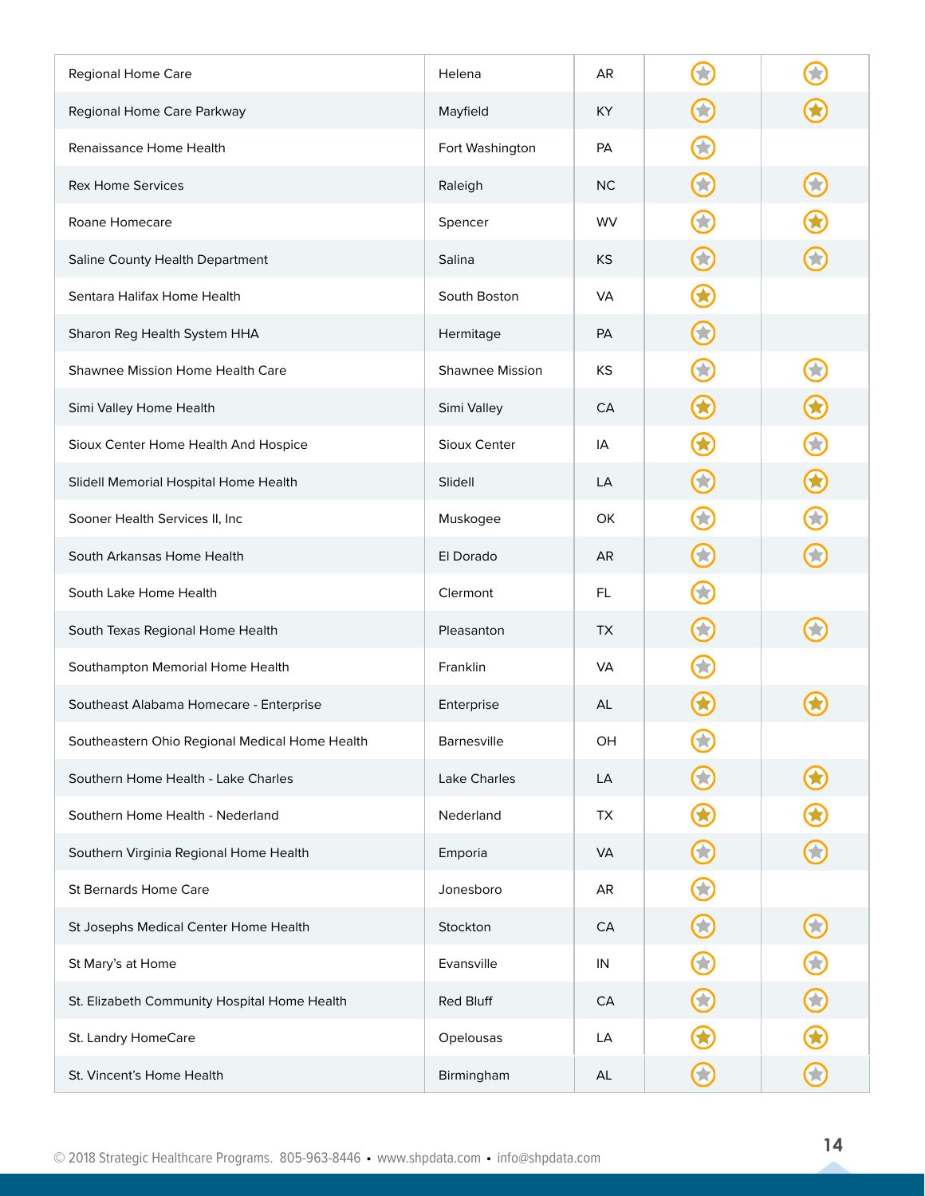| | | | | |
|---|---|---|---|---|
| Regional Home Care | Helena | AR | ★ | ★ |
| Regional Home Care Parkway | Mayfield | KY | ★ | ★ |
| Renaissance Home Health | Fort Washington | PA | ★ | |
| Rex Home Services | Raleigh | NC | ★ | ★ |
| Roane Homecare | Spencer | WV | ★ | ★ |
| Saline County Health Department | Salina | KS | ★ | ★ |
| Sentara Halifax Home Health | South Boston | VA | ★ | |
| Sharon Reg Health System HHA | Hermitage | PA | ★ | |
| Shawnee Mission Home Health Care | Shawnee Mission | KS | ★ | ★ |
| Simi Valley Home Health | Simi Valley | CA | ★ | ★ |
| Sioux Center Home Health And Hospice | Sioux Center | IA | ★ | ★ |
| Slidell Memorial Hospital Home Health | Slidell | LA | ★ | ★ |
| Sooner Health Services II, Inc | Muskogee | OK | ★ | ★ |
| South Arkansas Home Health | El Dorado | AR | ★ | ★ |
| South Lake Home Health | Clermont | FL | ★ | |
| South Texas Regional Home Health | Pleasanton | TX | ★ | ★ |
| Southampton Memorial Home Health | Franklin | VA | ★ | |
| Southeast Alabama Homecare - Enterprise | Enterprise | AL | ★ | ★ |
| Southeastern Ohio Regional Medical Home Health | Barnesville | OH | ★ | |
| Southern Home Health - Lake Charles | Lake Charles | LA | ★ | ★ |
| Southern Home Health - Nederland | Nederland | TX | ★ | ★ |
| Southern Virginia Regional Home Health | Emporia | VA | ★ | ★ |
| St Bernards Home Care | Jonesboro | AR | ★ | |
| St Josephs Medical Center Home Health | Stockton | CA | ★ | ★ |
| St Mary's at Home | Evansville | IN | ★ | ★ |
| St. Elizabeth Community Hospital Home Health | Red Bluff | CA | ★ | ★ |
| St. Landry HomeCare | Opelousas | LA | ★ | ★ |
| St. Vincent's Home Health | Birmingham | AL | ★ | ★ |

© 2018 Strategic Healthcare Programs. 805-963-8446 • www.shpdata.com • info@shpdata.com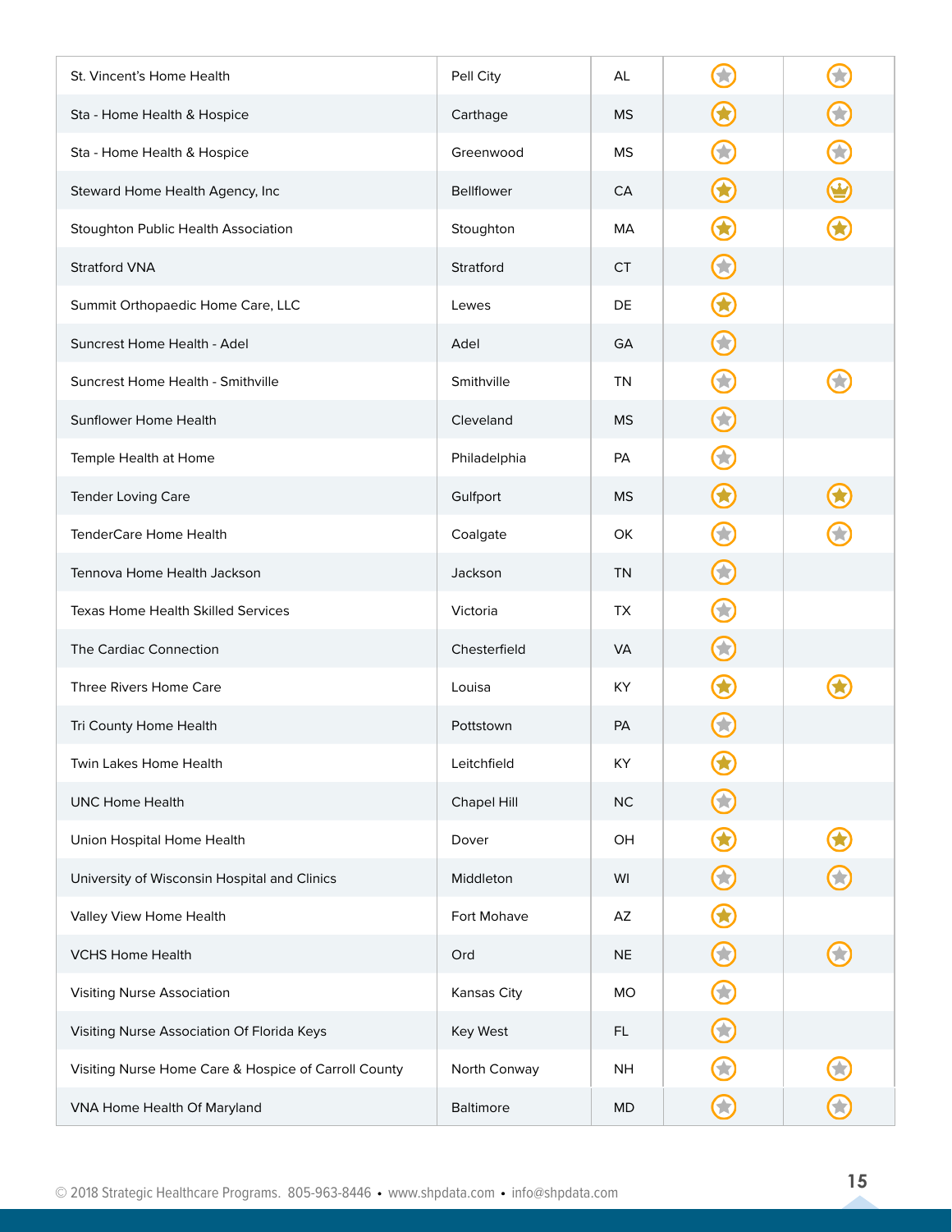| | | | | |
|---|---|---|---|---|
| St. Vincent's Home Health | Pell City | AL | ★ (silver) | ★ (silver) |
| Sta - Home Health & Hospice | Carthage | MS | ★ (gold) | ★ (silver) |
| Sta - Home Health & Hospice | Greenwood | MS | ★ (silver) | ★ (silver) |
| Steward Home Health Agency, Inc | Bellflower | CA | ★ (gold) | ♛ (crown) |
| Stoughton Public Health Association | Stoughton | MA | ★ (gold) | ★ (gold) |
| Stratford VNA | Stratford | CT | ★ (silver) | |
| Summit Orthopaedic Home Care, LLC | Lewes | DE | ★ (gold) | |
| Suncrest Home Health - Adel | Adel | GA | ★ (silver) | |
| Suncrest Home Health - Smithville | Smithville | TN | ★ (silver) | ★ (silver) |
| Sunflower Home Health | Cleveland | MS | ★ (silver) | |
| Temple Health at Home | Philadelphia | PA | ★ (silver) | |
| Tender Loving Care | Gulfport | MS | ★ (gold) | ★ (gold) |
| TenderCare Home Health | Coalgate | OK | ★ (silver) | ★ (silver) |
| Tennova Home Health Jackson | Jackson | TN | ★ (silver) | |
| Texas Home Health Skilled Services | Victoria | TX | ★ (silver) | |
| The Cardiac Connection | Chesterfield | VA | ★ (silver) | |
| Three Rivers Home Care | Louisa | KY | ★ (gold) | ★ (gold) |
| Tri County Home Health | Pottstown | PA | ★ (silver) | |
| Twin Lakes Home Health | Leitchfield | KY | ★ (gold) | |
| UNC Home Health | Chapel Hill | NC | ★ (silver) | |
| Union Hospital Home Health | Dover | OH | ★ (gold) | ★ (gold) |
| University of Wisconsin Hospital and Clinics | Middleton | WI | ★ (silver) | ★ (silver) |
| Valley View Home Health | Fort Mohave | AZ | ★ (gold) | |
| VCHS Home Health | Ord | NE | ★ (silver) | ★ (silver) |
| Visiting Nurse Association | Kansas City | MO | ★ (silver) | |
| Visiting Nurse Association Of Florida Keys | Key West | FL | ★ (silver) | |
| Visiting Nurse Home Care & Hospice of Carroll County | North Conway | NH | ★ (silver) | ★ (silver) |
| VNA Home Health Of Maryland | Baltimore | MD | ★ (silver) | ★ (silver) |

© 2018 Strategic Healthcare Programs. 805-963-8446 • www.shpdata.com • info@shpdata.com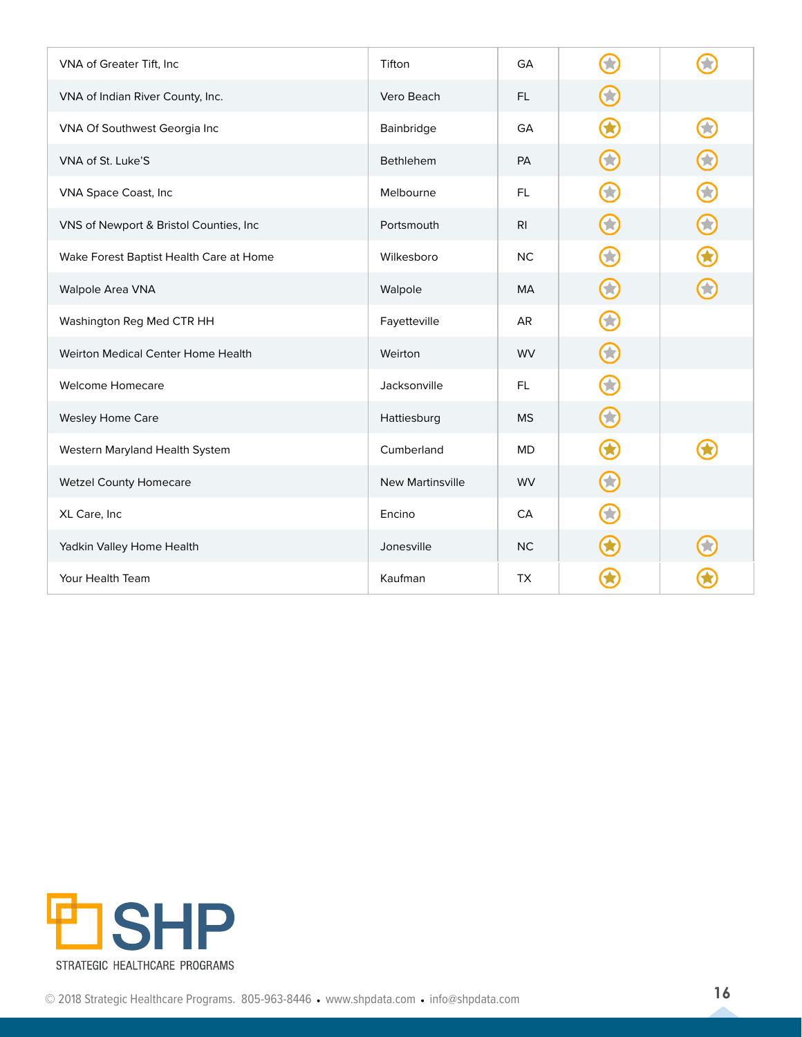| | | | | |
|---|---|---|---|---|
| VNA of Greater Tift, Inc | Tifton | GA | ★ | ★ |
| VNA of Indian River County, Inc. | Vero Beach | FL | ★ | |
| VNA Of Southwest Georgia Inc | Bainbridge | GA | ★ | ★ |
| VNA of St. Luke'S | Bethlehem | PA | ★ | ★ |
| VNA Space Coast, Inc | Melbourne | FL | ★ | ★ |
| VNS of Newport & Bristol Counties, Inc | Portsmouth | RI | ★ | ★ |
| Wake Forest Baptist Health Care at Home | Wilkesboro | NC | ★ | ★ |
| Walpole Area VNA | Walpole | MA | ★ | ★ |
| Washington Reg Med CTR HH | Fayetteville | AR | ★ | |
| Weirton Medical Center Home Health | Weirton | WV | ★ | |
| Welcome Homecare | Jacksonville | FL | ★ | |
| Wesley Home Care | Hattiesburg | MS | ★ | |
| Western Maryland Health System | Cumberland | MD | ★ | ★ |
| Wetzel County Homecare | New Martinsville | WV | ★ | |
| XL Care, Inc | Encino | CA | ★ | |
| Yadkin Valley Home Health | Jonesville | NC | ★ | ★ |
| Your Health Team | Kaufman | TX | ★ | ★ |